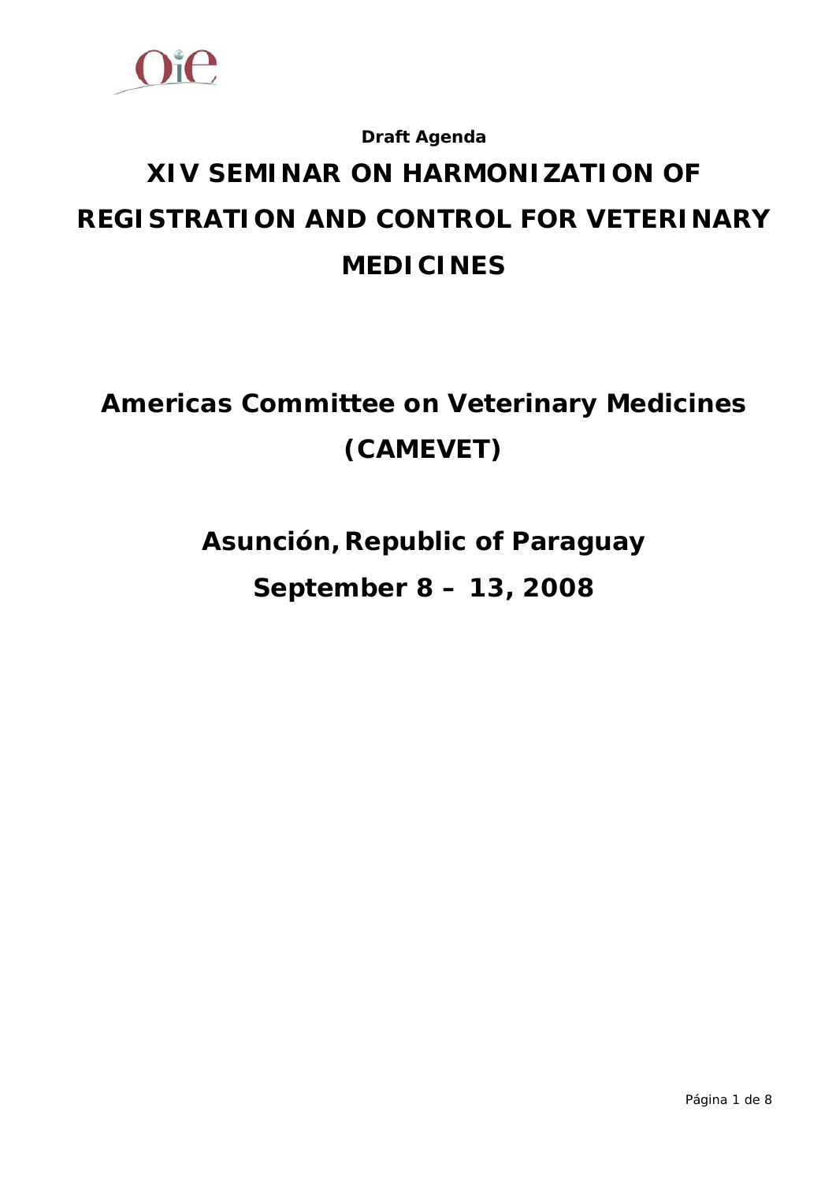**Draft Agenda**

# XIV SEMINAR ON HARMONIZATION OF REGISTRATION AND CONTROL FOR VETERINARY MEDICINES

## Americas Committee on Veterinary Medicines (CAMEVET)

## Asunción, Republic of Paraguay

## September 8 – 13, 2008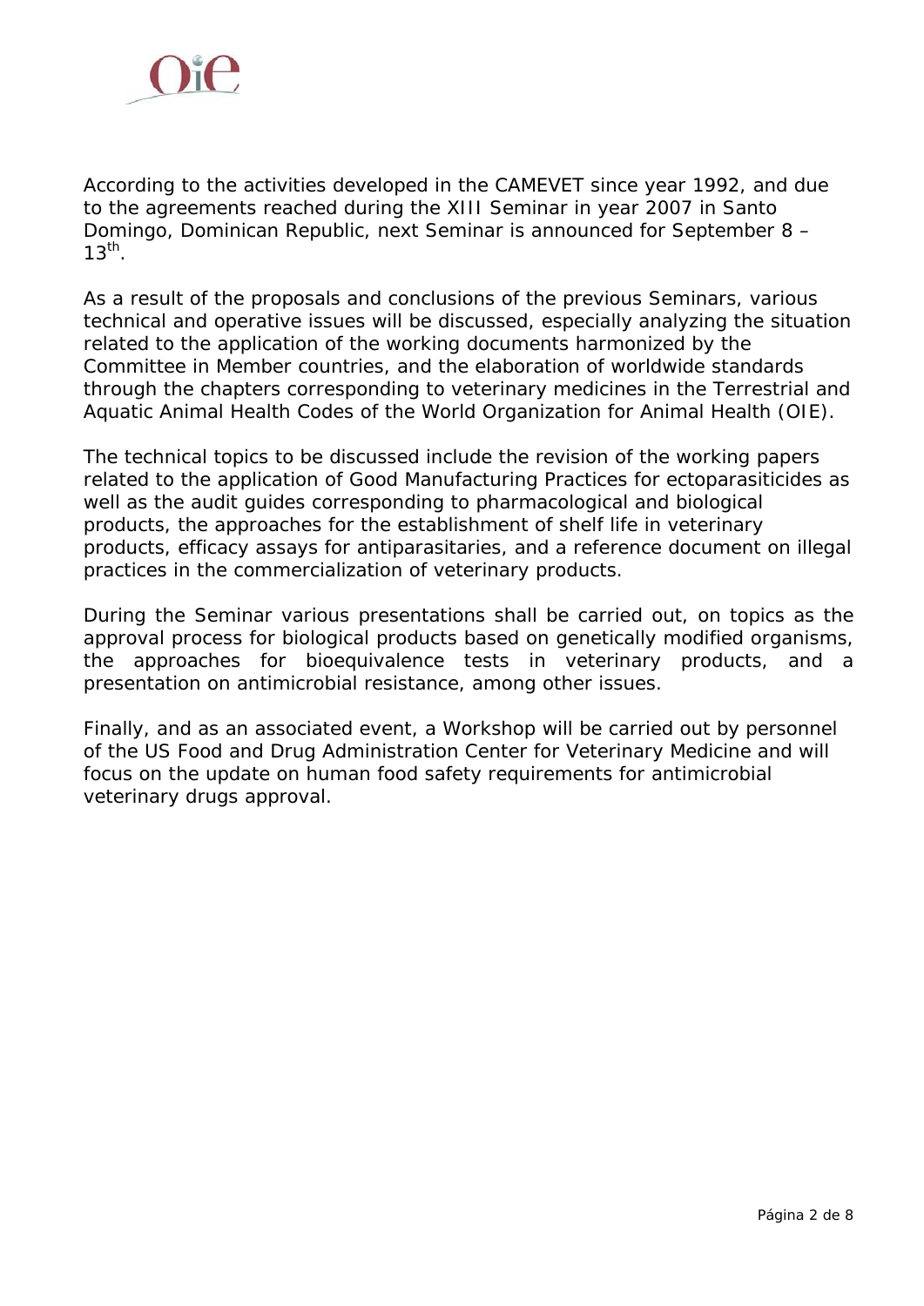According to the activities developed in the CAMEVET since year 1992, and due to the agreements reached during the XIII Seminar in year 2007 in Santo Domingo, Dominican Republic, next Seminar is announced for September 8 – 13th.

As a result of the proposals and conclusions of the previous Seminars, various technical and operative issues will be discussed, especially analyzing the situation related to the application of the working documents harmonized by the Committee in Member countries, and the elaboration of worldwide standards through the chapters corresponding to veterinary medicines in the Terrestrial and Aquatic Animal Health Codes of the World Organization for Animal Health (OIE).

The technical topics to be discussed include the revision of the working papers related to the application of Good Manufacturing Practices for ectoparasiticides as well as the audit guides corresponding to pharmacological and biological products, the approaches for the establishment of shelf life in veterinary products, efficacy assays for antiparasitaries, and a reference document on illegal practices in the commercialization of veterinary products.

During the Seminar various presentations shall be carried out, on topics as the approval process for biological products based on genetically modified organisms, the approaches for bioequivalence tests in veterinary products, and a presentation on antimicrobial resistance, among other issues.

Finally, and as an associated event, a Workshop will be carried out by personnel of the US Food and Drug Administration Center for Veterinary Medicine and will focus on the update on human food safety requirements for antimicrobial veterinary drugs approval.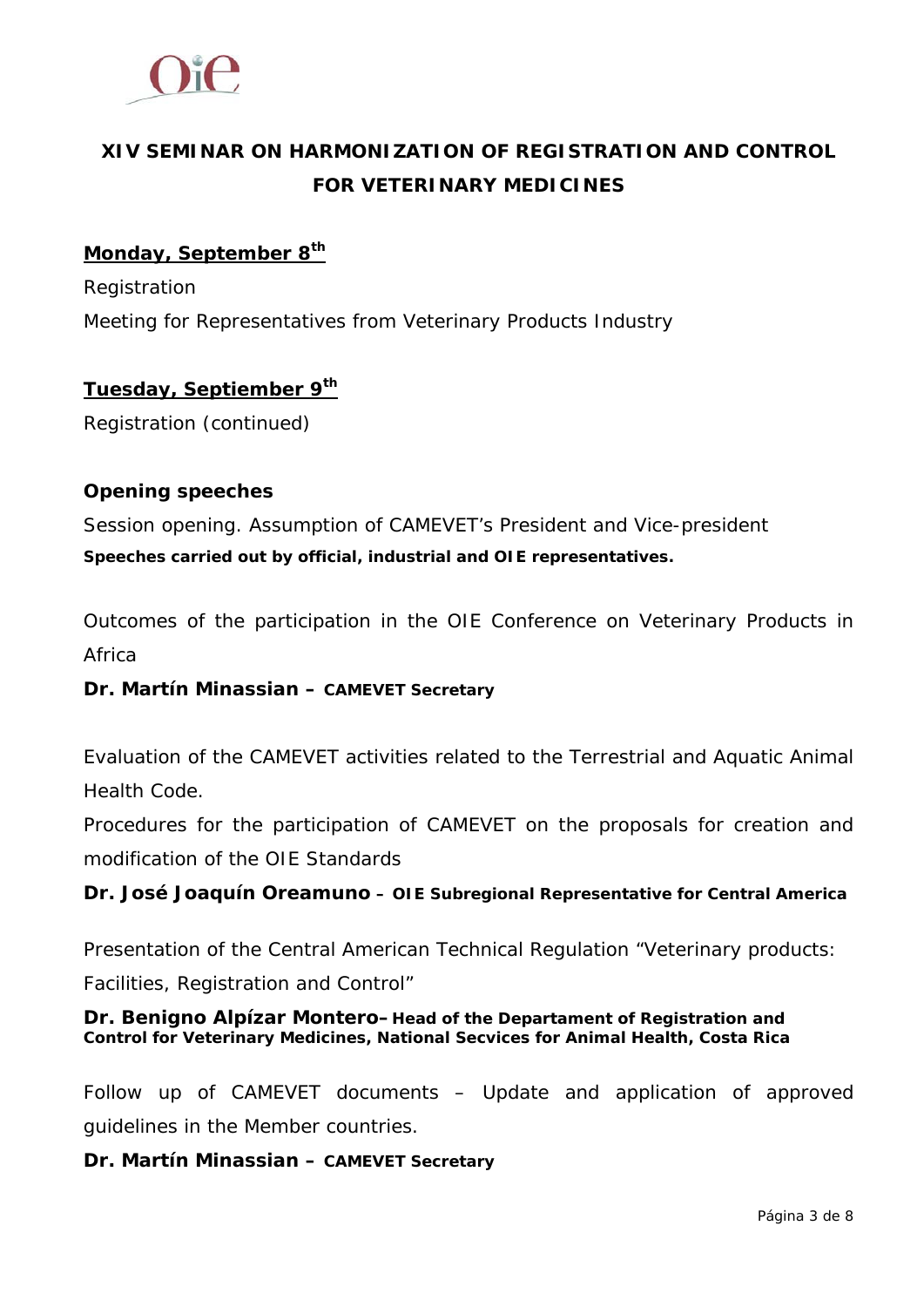# XIV SEMINAR ON HARMONIZATION OF REGISTRATION AND CONTROL FOR VETERINARY MEDICINES

## Monday, September 8th

Registration

Meeting for Representatives from Veterinary Products Industry

## Tuesday, Septiember 9th

Registration (continued)

### Opening speeches

Session opening. Assumption of CAMEVET's President and Vice-president

**Speeches carried out by official, industrial and OIE representatives.**

Outcomes of the participation in the OIE Conference on Veterinary Products in Africa

**Dr. Martín Minassian – CAMEVET Secretary**

Evaluation of the CAMEVET activities related to the Terrestrial and Aquatic Animal Health Code.

Procedures for the participation of CAMEVET on the proposals for creation and modification of the OIE Standards

**Dr. José Joaquín Oreamuno – OIE Subregional Representative for Central America**

Presentation of the Central American Technical Regulation "Veterinary products: Facilities, Registration and Control"

**Dr. Benigno Alpízar Montero– Head of the Departament of Registration and Control for Veterinary Medicines, National Secvices for Animal Health, Costa Rica**

Follow up of CAMEVET documents – Update and application of approved guidelines in the Member countries.

**Dr. Martín Minassian – CAMEVET Secretary**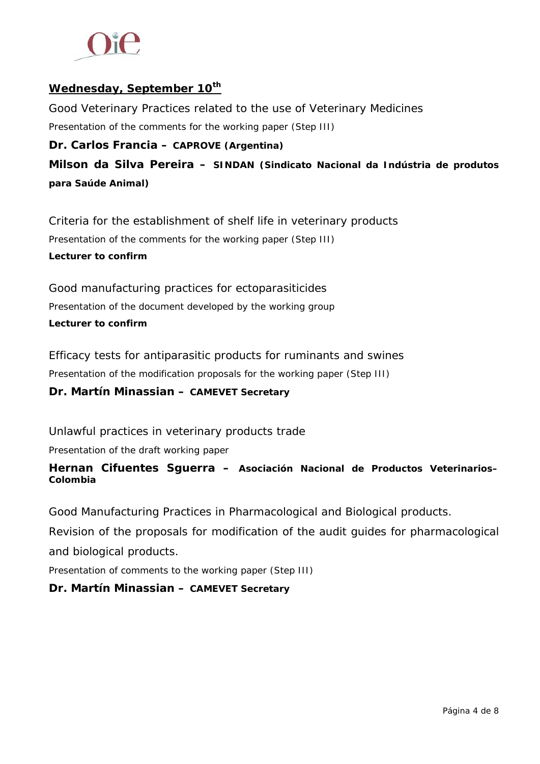## Wednesday, September 10th

Good Veterinary Practices related to the use of Veterinary Medicines

Presentation of the comments for the working paper (Step III)

**Dr. Carlos Francia – CAPROVE (Argentina)**

**Milson da Silva Pereira – SINDAN (Sindicato Nacional da Indústria de produtos para Saúde Animal)**

Criteria for the establishment of shelf life in veterinary products

Presentation of the comments for the working paper (Step III)

**Lecturer to confirm**

Good manufacturing practices for ectoparasiticides

Presentation of the document developed by the working group

**Lecturer to confirm**

Efficacy tests for antiparasitic products for ruminants and swines

Presentation of the modification proposals for the working paper (Step III)

**Dr. Martín Minassian – CAMEVET Secretary**

Unlawful practices in veterinary products trade

Presentation of the draft working paper

**Hernan Cifuentes Sguerra – Asociación Nacional de Productos Veterinarios– Colombia**

Good Manufacturing Practices in Pharmacological and Biological products.

Revision of the proposals for modification of the audit guides for pharmacological and biological products.

Presentation of comments to the working paper (Step III)

**Dr. Martín Minassian – CAMEVET Secretary**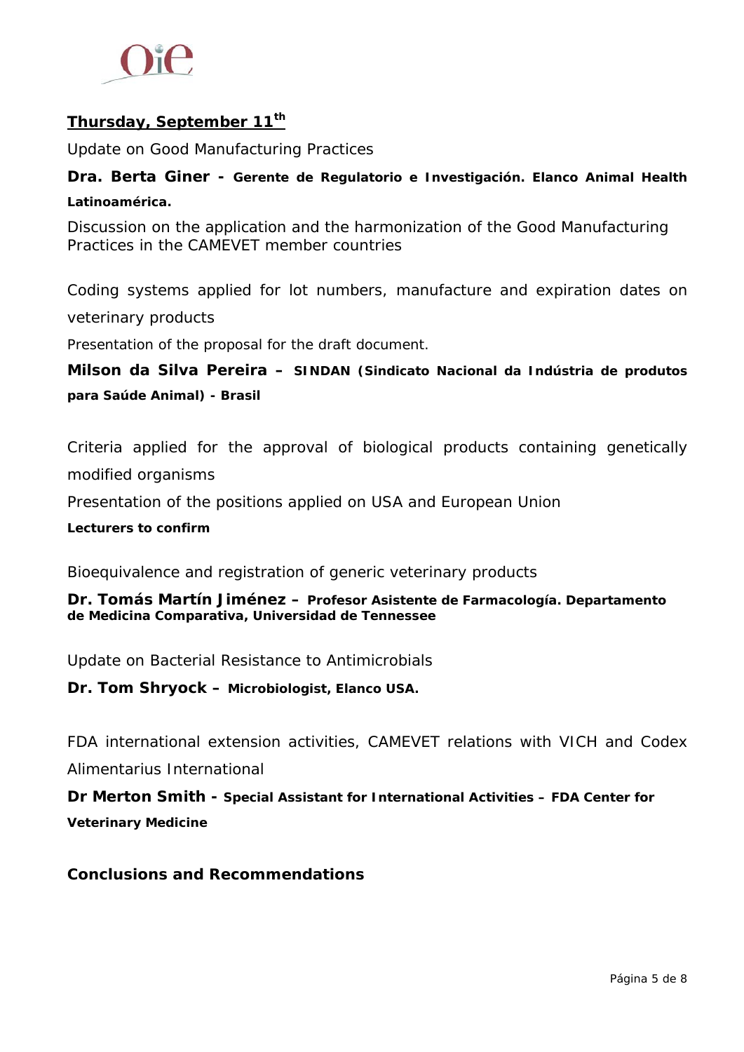## Thursday, September 11th

Update on Good Manufacturing Practices

**Dra. Berta Giner - Gerente de Regulatorio e Investigación. Elanco Animal Health Latinoamérica.**

Discussion on the application and the harmonization of the Good Manufacturing Practices in the CAMEVET member countries

Coding systems applied for lot numbers, manufacture and expiration dates on veterinary products

Presentation of the proposal for the draft document.

**Milson da Silva Pereira – SINDAN (Sindicato Nacional da Indústria de produtos para Saúde Animal) - Brasil**

Criteria applied for the approval of biological products containing genetically modified organisms

Presentation of the positions applied on USA and European Union

**Lecturers to confirm**

Bioequivalence and registration of generic veterinary products

**Dr. Tomás Martín Jiménez – Profesor Asistente de Farmacología. Departamento de Medicina Comparativa, Universidad de Tennessee**

Update on Bacterial Resistance to Antimicrobials

**Dr. Tom Shryock – Microbiologist, Elanco USA.**

FDA international extension activities, CAMEVET relations with VICH and Codex Alimentarius International

**Dr Merton Smith - Special Assistant for International Activities – FDA Center for Veterinary Medicine**

**Conclusions and Recommendations**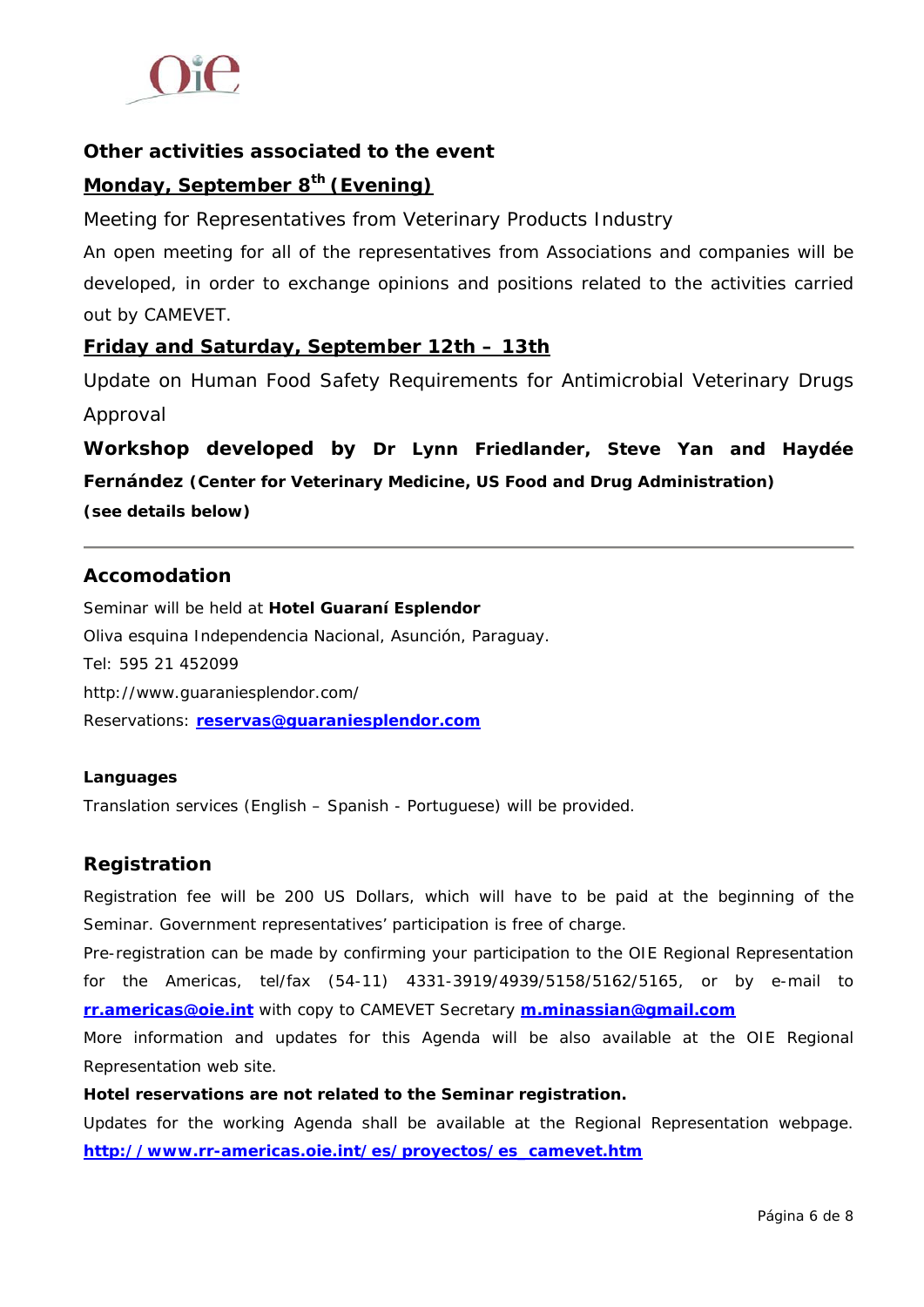## Other activities associated to the event

### <u>Monday, September 8th (Evening)</u>

Meeting for Representatives from Veterinary Products Industry

An open meeting for all of the representatives from Associations and companies will be developed, in order to exchange opinions and positions related to the activities carried out by CAMEVET.

### <u>Friday and Saturday, September 12th – 13th</u>

Update on Human Food Safety Requirements for Antimicrobial Veterinary Drugs Approval

**Workshop developed by Dr Lynn Friedlander, Steve Yan and Haydée Fernández (Center for Veterinary Medicine, US Food and Drug Administration)**

**(see details below)**

---

## Accomodation

Seminar will be held at **Hotel Guaraní Esplendor**

Oliva esquina Independencia Nacional, Asunción, Paraguay.

Tel: 595 21 452099

http://www.guaraniesplendor.com/

Reservations: **reservas@guaraniesplendor.com**

### Languages

Translation services (English – Spanish - Portuguese) will be provided.

## Registration

Registration fee will be 200 US Dollars, which will have to be paid at the beginning of the Seminar. Government representatives' participation is free of charge.

Pre-registration can be made by confirming your participation to the OIE Regional Representation for the Americas, tel/fax (54-11) 4331-3919/4939/5158/5162/5165, or by e-mail to **rr.americas@oie.int** with copy to CAMEVET Secretary **m.minassian@gmail.com**

More information and updates for this Agenda will be also available at the OIE Regional Representation web site.

**Hotel reservations are not related to the Seminar registration.**

Updates for the working Agenda shall be available at the Regional Representation webpage. **http://www.rr-americas.oie.int/es/proyectos/es_camevet.htm**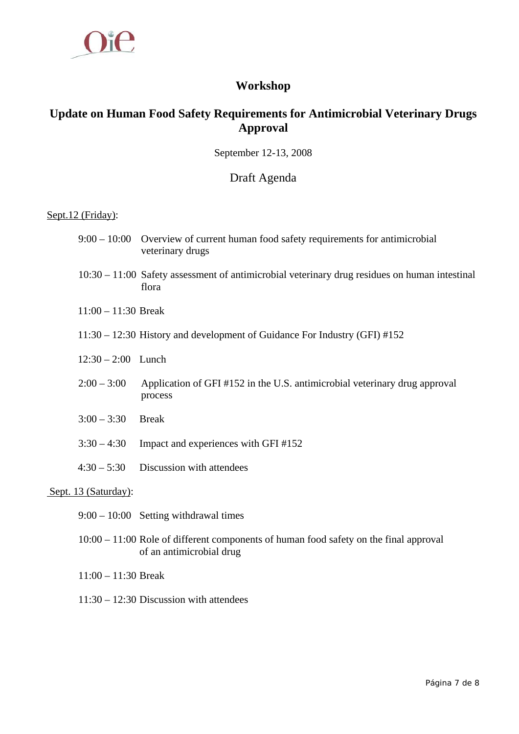# Workshop

## Update on Human Food Safety Requirements for Antimicrobial Veterinary Drugs Approval

September 12-13, 2008

Draft Agenda

Sept.12 (Friday):

| | |
|---|---|
| 9:00 – 10:00 | Overview of current human food safety requirements for antimicrobial veterinary drugs |
| 10:30 – 11:00 | Safety assessment of antimicrobial veterinary drug residues on human intestinal flora |
| 11:00 – 11:30 | Break |
| 11:30 – 12:30 | History and development of Guidance For Industry (GFI) #152 |
| 12:30 – 2:00 | Lunch |
| 2:00 – 3:00 | Application of GFI #152 in the U.S. antimicrobial veterinary drug approval process |
| 3:00 – 3:30 | Break |
| 3:30 – 4:30 | Impact and experiences with GFI #152 |
| 4:30 – 5:30 | Discussion with attendees |

Sept. 13 (Saturday):

| | |
|---|---|
| 9:00 – 10:00 | Setting withdrawal times |
| 10:00 – 11:00 | Role of different components of human food safety on the final approval of an antimicrobial drug |
| 11:00 – 11:30 | Break |
| 11:30 – 12:30 | Discussion with attendees |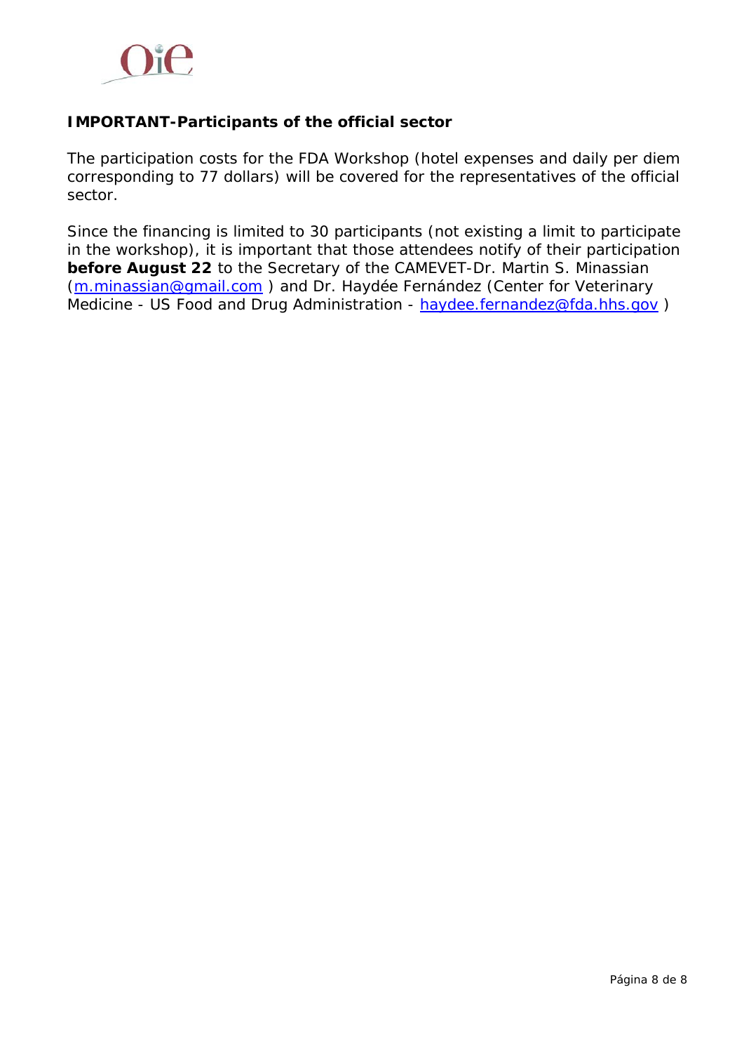**IMPORTANT-Participants of the official sector**

The participation costs for the FDA Workshop (hotel expenses and daily per diem corresponding to 77 dollars) will be covered for the representatives of the official sector.

Since the financing is limited to 30 participants (not existing a limit to participate in the workshop), it is important that those attendees notify of their participation **before August 22** to the Secretary of the CAMEVET-Dr. Martin S. Minassian (m.minassian@gmail.com ) and Dr. Haydée Fernández (Center for Veterinary Medicine - US Food and Drug Administration - haydee.fernandez@fda.hhs.gov )